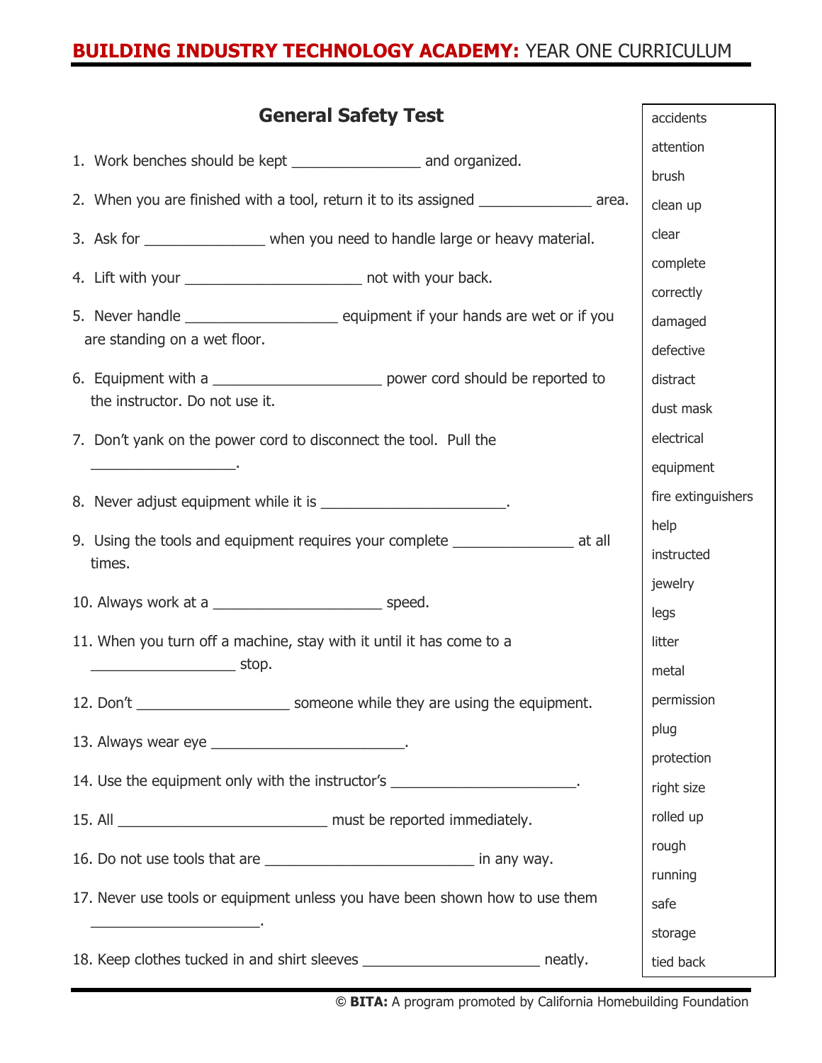# General Safety Test

1. Work benches should be kept ________________ and organized.

2. When you are finished with a tool, return it to its assigned ______________ area.

3. Ask for _______________ when you need to handle large or heavy material.

4. Lift with your ______________________ not with your back.

5. Never handle ___________________ equipment if your hands are wet or if you are standing on a wet floor.

6. Equipment with a _____________________ power cord should be reported to the instructor. Do not use it.

7. Don't yank on the power cord to disconnect the tool. Pull the __________________.

8. Never adjust equipment while it is _______________________.

9. Using the tools and equipment requires your complete _______________ at all times.

10. Always work at a _____________________ speed.

11. When you turn off a machine, stay with it until it has come to a __________________ stop.

12. Don't ___________________ someone while they are using the equipment.

13. Always wear eye ________________________.

14. Use the equipment only with the instructor's _______________________.

15. All __________________________ must be reported immediately.

16. Do not use tools that are __________________________ in any way.

17. Never use tools or equipment unless you have been shown how to use them _____________________.

18. Keep clothes tucked in and shirt sleeves ______________________ neatly.

| |
|---|
| accidents |
| attention |
| brush |
| clean up |
| clear |
| complete |
| correctly |
| damaged |
| defective |
| distract |
| dust mask |
| electrical |
| equipment |
| fire extinguishers |
| help |
| instructed |
| jewelry |
| legs |
| litter |
| metal |
| permission |
| plug |
| protection |
| right size |
| rolled up |
| rough |
| running |
| safe |
| storage |
| tied back |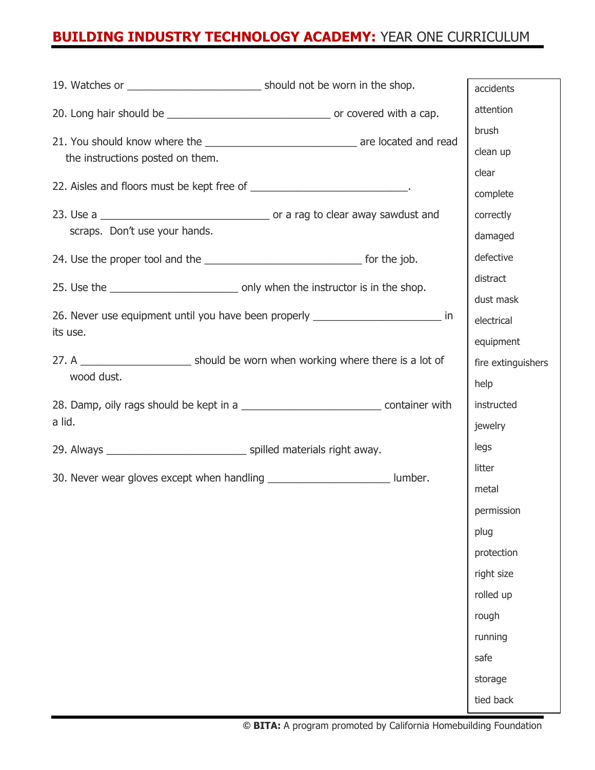19. Watches or _______________________ should not be worn in the shop.

20. Long hair should be ____________________________ or covered with a cap.

21. You should know where the __________________________ are located and read the instructions posted on them.

22. Aisles and floors must be kept free of __________________________.

23. Use a _____________________________ or a rag to clear away sawdust and scraps. Don't use your hands.

24. Use the proper tool and the ___________________________ for the job.

25. Use the ______________________ only when the instructor is in the shop.

26. Never use equipment until you have been properly ______________________ in its use.

27. A ___________________ should be worn when working where there is a lot of wood dust.

28. Damp, oily rags should be kept in a ________________________ container with a lid.

29. Always ________________________ spilled materials right away.

30. Never wear gloves except when handling _____________________ lumber.

- accidents
- attention
- brush
- clean up
- clear
- complete
- correctly
- damaged
- defective
- distract
- dust mask
- electrical
- equipment
- fire extinguishers
- help
- instructed
- jewelry
- legs
- litter
- metal
- permission
- plug
- protection
- right size
- rolled up
- rough
- running
- safe
- storage
- tied back